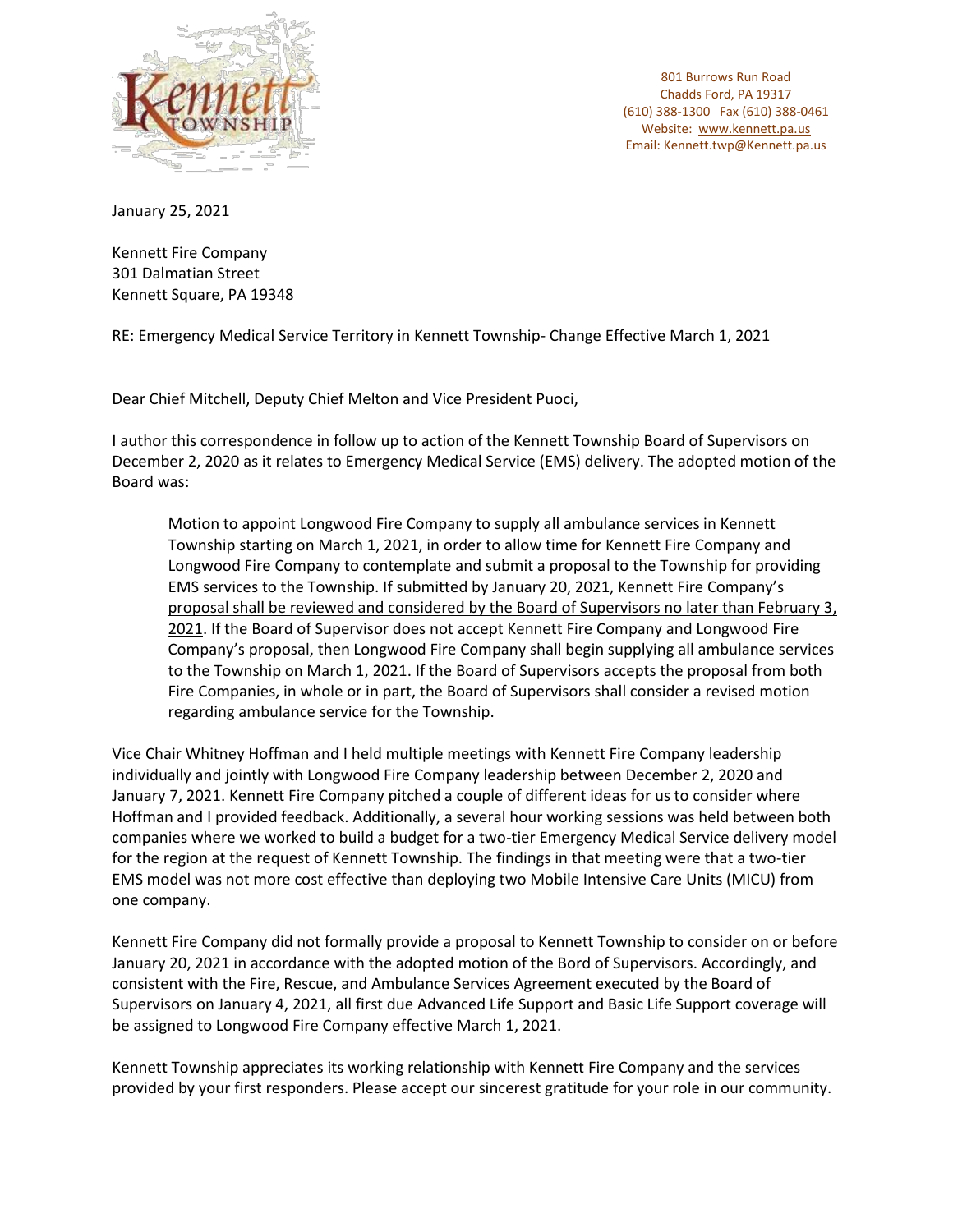Kennett Township

801 Burrows Run Road
Chadds Ford, PA 19317
(610) 388-1300 Fax (610) 388-0461
Website: www.kennett.pa.us
Email: Kennett.twp@Kennett.pa.us

January 25, 2021

Kennett Fire Company
301 Dalmatian Street
Kennett Square, PA 19348

RE: Emergency Medical Service Territory in Kennett Township- Change Effective March 1, 2021

Dear Chief Mitchell, Deputy Chief Melton and Vice President Puoci,

I author this correspondence in follow up to action of the Kennett Township Board of Supervisors on December 2, 2020 as it relates to Emergency Medical Service (EMS) delivery. The adopted motion of the Board was:

> Motion to appoint Longwood Fire Company to supply all ambulance services in Kennett Township starting on March 1, 2021, in order to allow time for Kennett Fire Company and Longwood Fire Company to contemplate and submit a proposal to the Township for providing EMS services to the Township. <u>If submitted by January 20, 2021, Kennett Fire Company's proposal shall be reviewed and considered by the Board of Supervisors no later than February 3, 2021</u>. If the Board of Supervisor does not accept Kennett Fire Company and Longwood Fire Company's proposal, then Longwood Fire Company shall begin supplying all ambulance services to the Township on March 1, 2021. If the Board of Supervisors accepts the proposal from both Fire Companies, in whole or in part, the Board of Supervisors shall consider a revised motion regarding ambulance service for the Township.

Vice Chair Whitney Hoffman and I held multiple meetings with Kennett Fire Company leadership individually and jointly with Longwood Fire Company leadership between December 2, 2020 and January 7, 2021. Kennett Fire Company pitched a couple of different ideas for us to consider where Hoffman and I provided feedback. Additionally, a several hour working sessions was held between both companies where we worked to build a budget for a two-tier Emergency Medical Service delivery model for the region at the request of Kennett Township. The findings in that meeting were that a two-tier EMS model was not more cost effective than deploying two Mobile Intensive Care Units (MICU) from one company.

Kennett Fire Company did not formally provide a proposal to Kennett Township to consider on or before January 20, 2021 in accordance with the adopted motion of the Bord of Supervisors. Accordingly, and consistent with the Fire, Rescue, and Ambulance Services Agreement executed by the Board of Supervisors on January 4, 2021, all first due Advanced Life Support and Basic Life Support coverage will be assigned to Longwood Fire Company effective March 1, 2021.

Kennett Township appreciates its working relationship with Kennett Fire Company and the services provided by your first responders. Please accept our sincerest gratitude for your role in our community.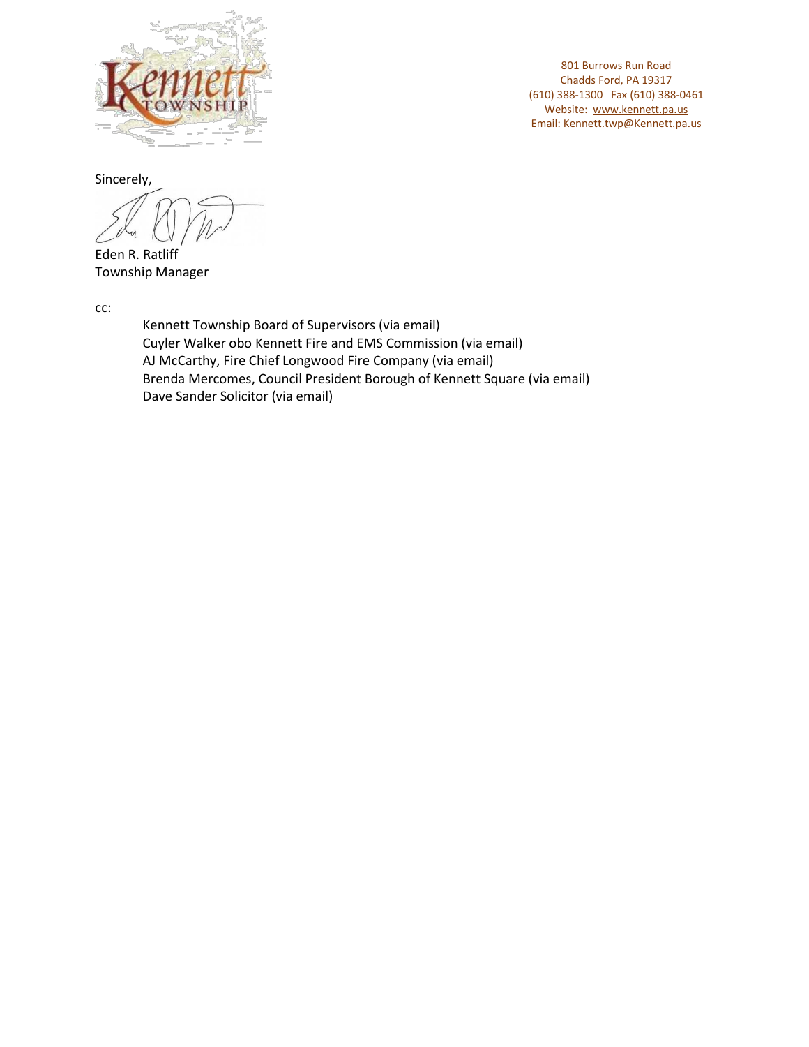801 Burrows Run Road
Chadds Ford, PA 19317
(610) 388-1300 Fax (610) 388-0461
Website: www.kennett.pa.us
Email: Kennett.twp@Kennett.pa.us

Sincerely,

Eden R. Ratliff
Township Manager

cc:

Kennett Township Board of Supervisors (via email)
Cuyler Walker obo Kennett Fire and EMS Commission (via email)
AJ McCarthy, Fire Chief Longwood Fire Company (via email)
Brenda Mercomes, Council President Borough of Kennett Square (via email)
Dave Sander Solicitor (via email)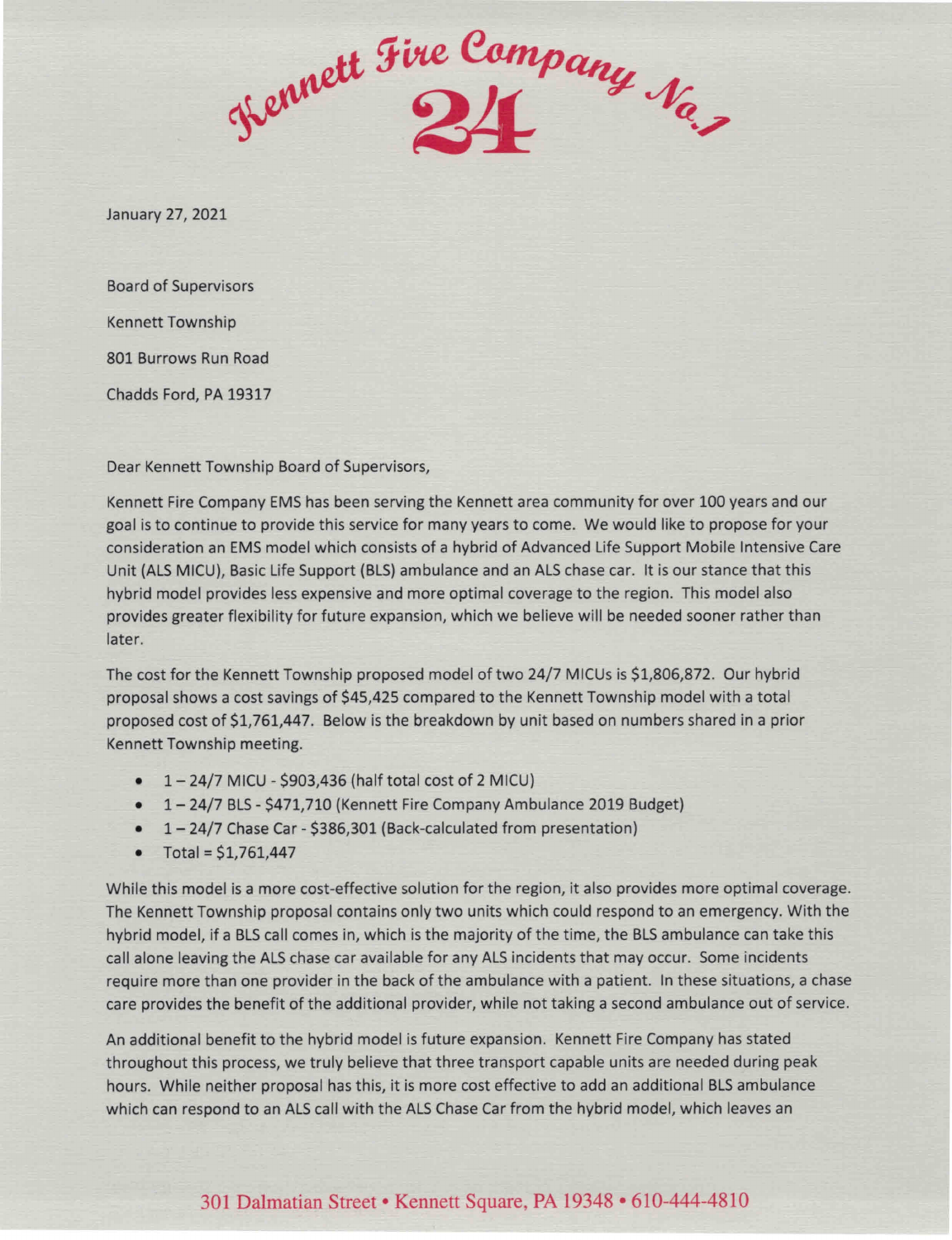Kennett Fire Company No. 1

24

January 27, 2021

Board of Supervisors

Kennett Township

801 Burrows Run Road

Chadds Ford, PA 19317

Dear Kennett Township Board of Supervisors,

Kennett Fire Company EMS has been serving the Kennett area community for over 100 years and our goal is to continue to provide this service for many years to come. We would like to propose for your consideration an EMS model which consists of a hybrid of Advanced Life Support Mobile Intensive Care Unit (ALS MICU), Basic Life Support (BLS) ambulance and an ALS chase car. It is our stance that this hybrid model provides less expensive and more optimal coverage to the region. This model also provides greater flexibility for future expansion, which we believe will be needed sooner rather than later.

The cost for the Kennett Township proposed model of two 24/7 MICUs is $1,806,872. Our hybrid proposal shows a cost savings of $45,425 compared to the Kennett Township model with a total proposed cost of $1,761,447. Below is the breakdown by unit based on numbers shared in a prior Kennett Township meeting.

- 1 – 24/7 MICU - $903,436 (half total cost of 2 MICU)
- 1 – 24/7 BLS - $471,710 (Kennett Fire Company Ambulance 2019 Budget)
- 1 – 24/7 Chase Car - $386,301 (Back-calculated from presentation)
- Total = $1,761,447

While this model is a more cost-effective solution for the region, it also provides more optimal coverage. The Kennett Township proposal contains only two units which could respond to an emergency. With the hybrid model, if a BLS call comes in, which is the majority of the time, the BLS ambulance can take this call alone leaving the ALS chase car available for any ALS incidents that may occur. Some incidents require more than one provider in the back of the ambulance with a patient. In these situations, a chase care provides the benefit of the additional provider, while not taking a second ambulance out of service.

An additional benefit to the hybrid model is future expansion. Kennett Fire Company has stated throughout this process, we truly believe that three transport capable units are needed during peak hours. While neither proposal has this, it is more cost effective to add an additional BLS ambulance which can respond to an ALS call with the ALS Chase Car from the hybrid model, which leaves an

301 Dalmatian Street • Kennett Square, PA 19348 • 610-444-4810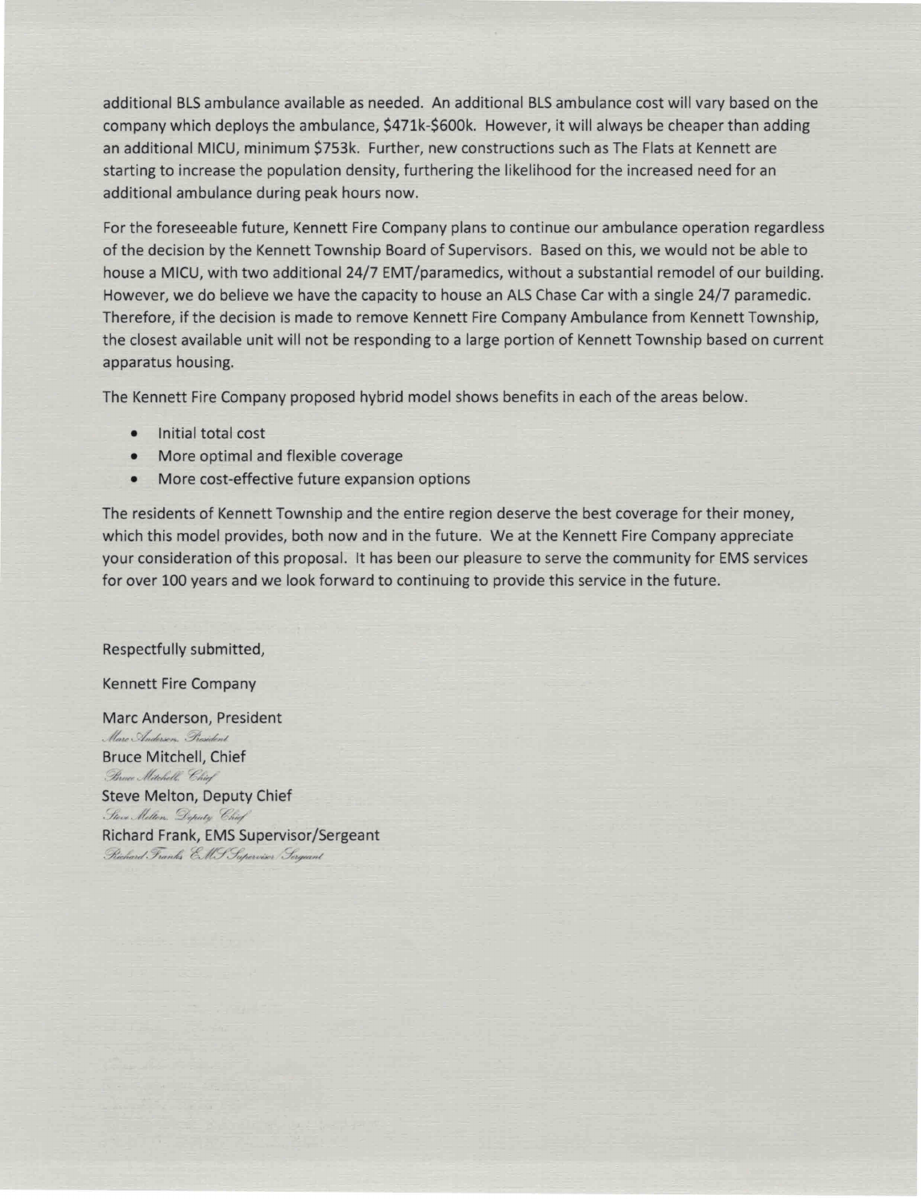additional BLS ambulance available as needed. An additional BLS ambulance cost will vary based on the company which deploys the ambulance, $471k-$600k. However, it will always be cheaper than adding an additional MICU, minimum $753k. Further, new constructions such as The Flats at Kennett are starting to increase the population density, furthering the likelihood for the increased need for an additional ambulance during peak hours now.

For the foreseeable future, Kennett Fire Company plans to continue our ambulance operation regardless of the decision by the Kennett Township Board of Supervisors. Based on this, we would not be able to house a MICU, with two additional 24/7 EMT/paramedics, without a substantial remodel of our building. However, we do believe we have the capacity to house an ALS Chase Car with a single 24/7 paramedic. Therefore, if the decision is made to remove Kennett Fire Company Ambulance from Kennett Township, the closest available unit will not be responding to a large portion of Kennett Township based on current apparatus housing.

The Kennett Fire Company proposed hybrid model shows benefits in each of the areas below.

- Initial total cost
- More optimal and flexible coverage
- More cost-effective future expansion options

The residents of Kennett Township and the entire region deserve the best coverage for their money, which this model provides, both now and in the future. We at the Kennett Fire Company appreciate your consideration of this proposal. It has been our pleasure to serve the community for EMS services for over 100 years and we look forward to continuing to provide this service in the future.

Respectfully submitted,

Kennett Fire Company

Marc Anderson, President
*Marc Anderson, President*
Bruce Mitchell, Chief
*Bruce Mitchell, Chief*
Steve Melton, Deputy Chief
*Steve Melton, Deputy Chief*
Richard Frank, EMS Supervisor/Sergeant
*Richard Franks, EMS Supervisor/Sergeant*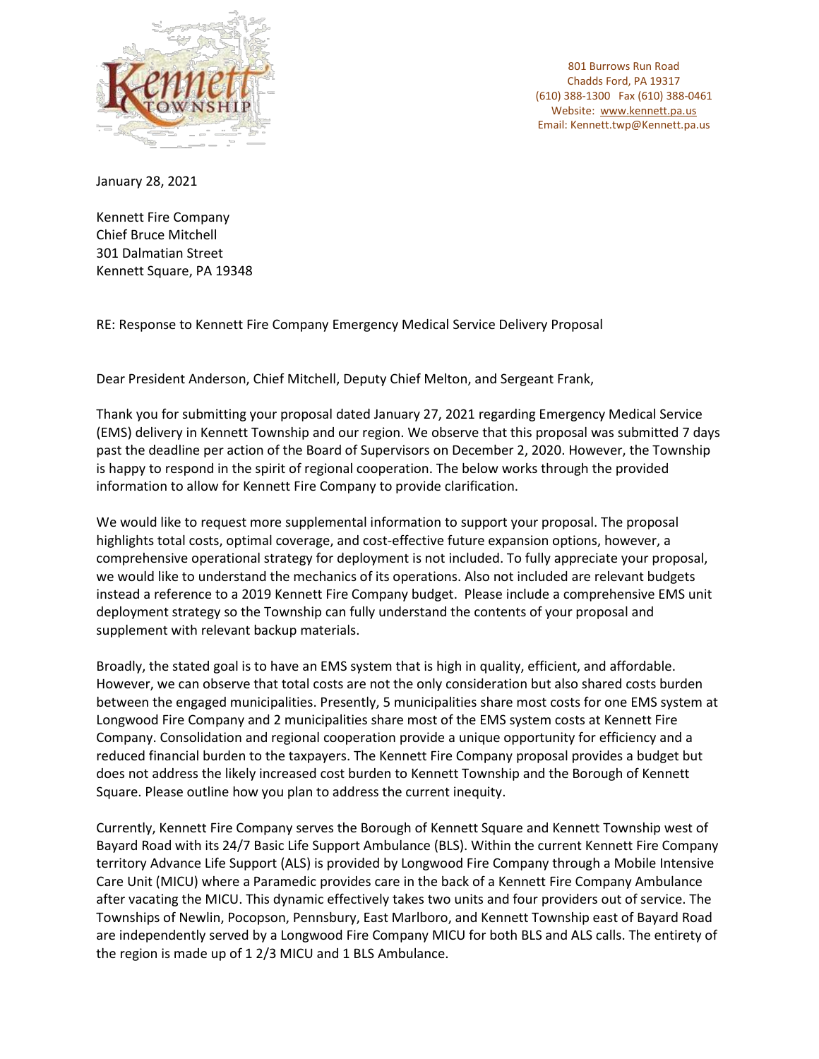801 Burrows Run Road
Chadds Ford, PA 19317
(610) 388-1300 Fax (610) 388-0461
Website: www.kennett.pa.us
Email: Kennett.twp@Kennett.pa.us

January 28, 2021

Kennett Fire Company
Chief Bruce Mitchell
301 Dalmatian Street
Kennett Square, PA 19348

RE: Response to Kennett Fire Company Emergency Medical Service Delivery Proposal

Dear President Anderson, Chief Mitchell, Deputy Chief Melton, and Sergeant Frank,

Thank you for submitting your proposal dated January 27, 2021 regarding Emergency Medical Service (EMS) delivery in Kennett Township and our region. We observe that this proposal was submitted 7 days past the deadline per action of the Board of Supervisors on December 2, 2020. However, the Township is happy to respond in the spirit of regional cooperation. The below works through the provided information to allow for Kennett Fire Company to provide clarification.

We would like to request more supplemental information to support your proposal. The proposal highlights total costs, optimal coverage, and cost-effective future expansion options, however, a comprehensive operational strategy for deployment is not included. To fully appreciate your proposal, we would like to understand the mechanics of its operations. Also not included are relevant budgets instead a reference to a 2019 Kennett Fire Company budget. Please include a comprehensive EMS unit deployment strategy so the Township can fully understand the contents of your proposal and supplement with relevant backup materials.

Broadly, the stated goal is to have an EMS system that is high in quality, efficient, and affordable. However, we can observe that total costs are not the only consideration but also shared costs burden between the engaged municipalities. Presently, 5 municipalities share most costs for one EMS system at Longwood Fire Company and 2 municipalities share most of the EMS system costs at Kennett Fire Company. Consolidation and regional cooperation provide a unique opportunity for efficiency and a reduced financial burden to the taxpayers. The Kennett Fire Company proposal provides a budget but does not address the likely increased cost burden to Kennett Township and the Borough of Kennett Square. Please outline how you plan to address the current inequity.

Currently, Kennett Fire Company serves the Borough of Kennett Square and Kennett Township west of Bayard Road with its 24/7 Basic Life Support Ambulance (BLS). Within the current Kennett Fire Company territory Advance Life Support (ALS) is provided by Longwood Fire Company through a Mobile Intensive Care Unit (MICU) where a Paramedic provides care in the back of a Kennett Fire Company Ambulance after vacating the MICU. This dynamic effectively takes two units and four providers out of service. The Townships of Newlin, Pocopson, Pennsbury, East Marlboro, and Kennett Township east of Bayard Road are independently served by a Longwood Fire Company MICU for both BLS and ALS calls. The entirety of the region is made up of 1 2/3 MICU and 1 BLS Ambulance.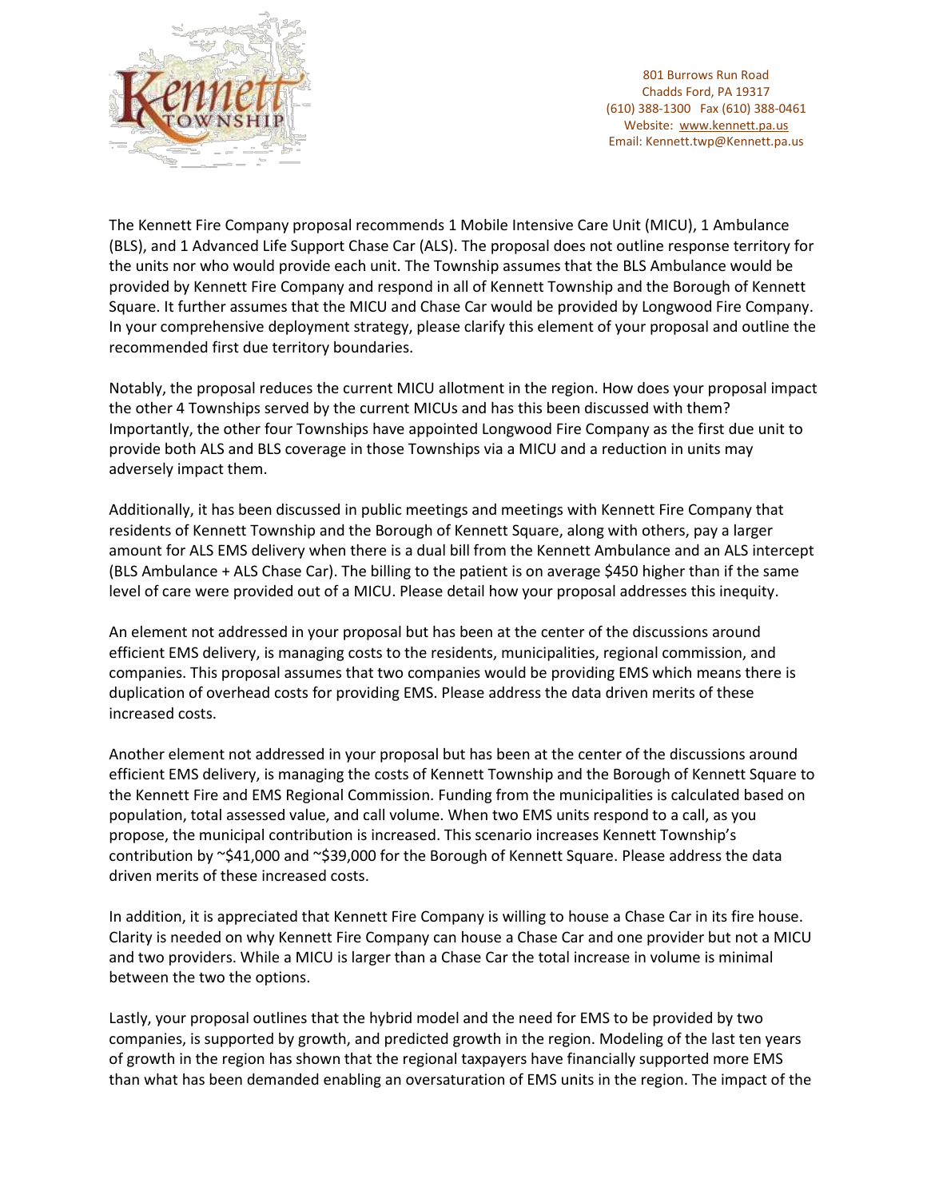801 Burrows Run Road
Chadds Ford, PA 19317
(610) 388-1300 Fax (610) 388-0461
Website: www.kennett.pa.us
Email: Kennett.twp@Kennett.pa.us

The Kennett Fire Company proposal recommends 1 Mobile Intensive Care Unit (MICU), 1 Ambulance (BLS), and 1 Advanced Life Support Chase Car (ALS). The proposal does not outline response territory for the units nor who would provide each unit. The Township assumes that the BLS Ambulance would be provided by Kennett Fire Company and respond in all of Kennett Township and the Borough of Kennett Square. It further assumes that the MICU and Chase Car would be provided by Longwood Fire Company. In your comprehensive deployment strategy, please clarify this element of your proposal and outline the recommended first due territory boundaries.

Notably, the proposal reduces the current MICU allotment in the region. How does your proposal impact the other 4 Townships served by the current MICUs and has this been discussed with them? Importantly, the other four Townships have appointed Longwood Fire Company as the first due unit to provide both ALS and BLS coverage in those Townships via a MICU and a reduction in units may adversely impact them.

Additionally, it has been discussed in public meetings and meetings with Kennett Fire Company that residents of Kennett Township and the Borough of Kennett Square, along with others, pay a larger amount for ALS EMS delivery when there is a dual bill from the Kennett Ambulance and an ALS intercept (BLS Ambulance + ALS Chase Car). The billing to the patient is on average $450 higher than if the same level of care were provided out of a MICU. Please detail how your proposal addresses this inequity.

An element not addressed in your proposal but has been at the center of the discussions around efficient EMS delivery, is managing costs to the residents, municipalities, regional commission, and companies. This proposal assumes that two companies would be providing EMS which means there is duplication of overhead costs for providing EMS. Please address the data driven merits of these increased costs.

Another element not addressed in your proposal but has been at the center of the discussions around efficient EMS delivery, is managing the costs of Kennett Township and the Borough of Kennett Square to the Kennett Fire and EMS Regional Commission. Funding from the municipalities is calculated based on population, total assessed value, and call volume. When two EMS units respond to a call, as you propose, the municipal contribution is increased. This scenario increases Kennett Township's contribution by ~$41,000 and ~$39,000 for the Borough of Kennett Square. Please address the data driven merits of these increased costs.

In addition, it is appreciated that Kennett Fire Company is willing to house a Chase Car in its fire house. Clarity is needed on why Kennett Fire Company can house a Chase Car and one provider but not a MICU and two providers. While a MICU is larger than a Chase Car the total increase in volume is minimal between the two the options.

Lastly, your proposal outlines that the hybrid model and the need for EMS to be provided by two companies, is supported by growth, and predicted growth in the region. Modeling of the last ten years of growth in the region has shown that the regional taxpayers have financially supported more EMS than what has been demanded enabling an oversaturation of EMS units in the region. The impact of the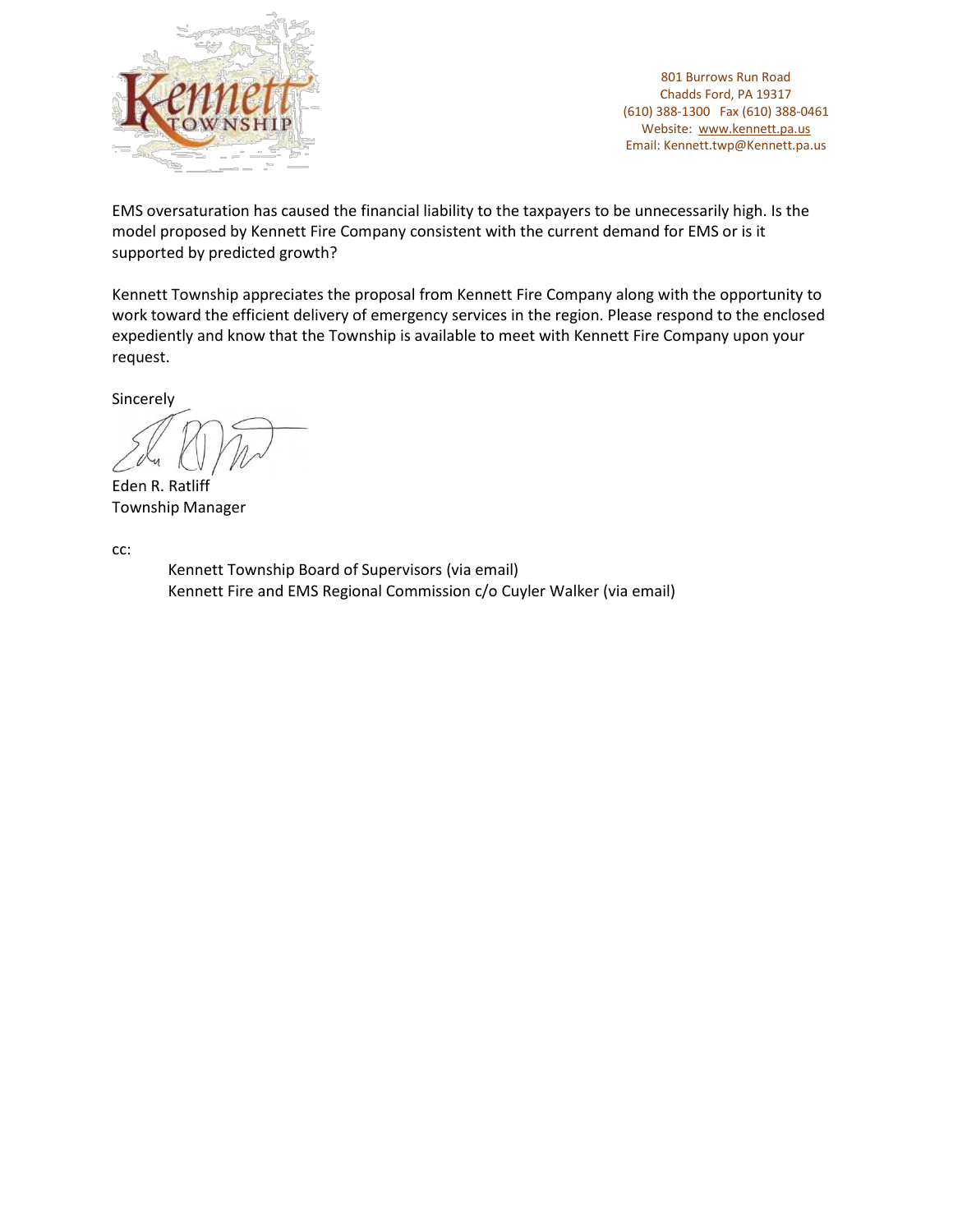801 Burrows Run Road
Chadds Ford, PA 19317
(610) 388-1300 Fax (610) 388-0461
Website: www.kennett.pa.us
Email: Kennett.twp@Kennett.pa.us

EMS oversaturation has caused the financial liability to the taxpayers to be unnecessarily high. Is the model proposed by Kennett Fire Company consistent with the current demand for EMS or is it supported by predicted growth?

Kennett Township appreciates the proposal from Kennett Fire Company along with the opportunity to work toward the efficient delivery of emergency services in the region. Please respond to the enclosed expediently and know that the Township is available to meet with Kennett Fire Company upon your request.

Sincerely

Eden R. Ratliff
Township Manager

cc:

Kennett Township Board of Supervisors (via email)
Kennett Fire and EMS Regional Commission c/o Cuyler Walker (via email)